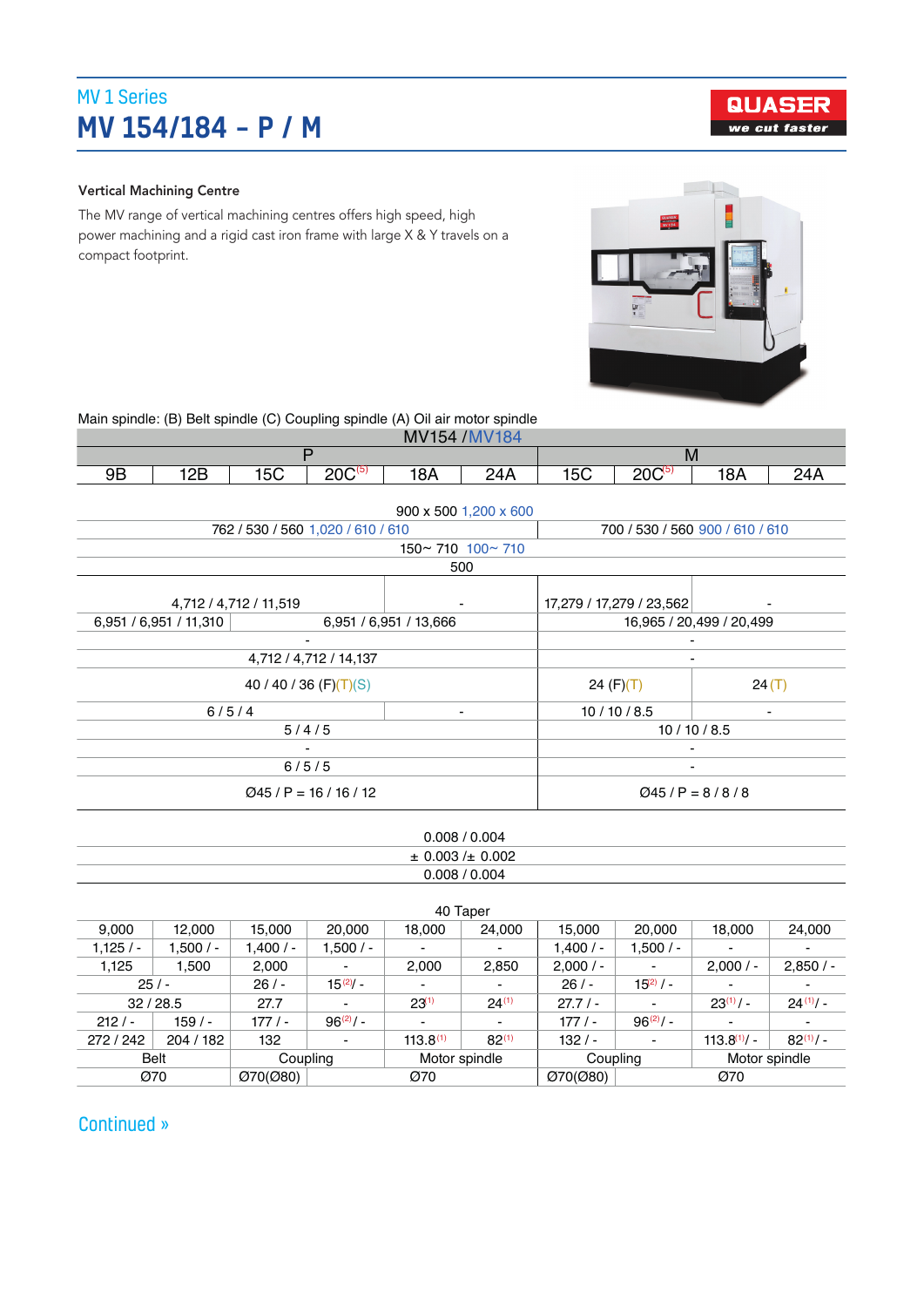## MV 1 Series

# MV 154/184 – P / M

QUASER
we cut faster

### Vertical Machining Centre

The MV range of vertical machining centres offers high speed, high power machining and a rigid cast iron frame with large X & Y travels on a compact footprint.

Main spindle: (B) Belt spindle (C) Coupling spindle (A) Oil air motor spindle

| MV154 / MV184 | | | | | | | | | |
|---|---|---|---|---|---|---|---|---|---|
| P | | | | | | M | | | |
| 9B | 12B | 15C | 20C[5] | 18A | 24A | 15C | 20C[5] | 18A | 24A |
| 900 x 500 1,200 x 600 | | | | | | | | | |
| 762 / 530 / 560 1,020 / 610 / 610 | | | | | | 700 / 530 / 560 900 / 610 / 610 | | | |
| 150~ 710 100~ 710 | | | | | | | | | |
| 500 | | | | | | | | | |
| 4,712 / 4,712 / 11,519 | | | | - | | 17,279 / 17,279 / 23,562 | | - | |
| 6,951 / 6,951 / 11,310 | | 6,951 / 6,951 / 13,666 | | | | 16,965 / 20,499 / 20,499 | | | |
| - | | | | | | - | | | |
| 4,712 / 4,712 / 14,137 | | | | | | - | | | |
| 40 / 40 / 36 (F)(T)(S) | | | | | | 24 (F)(T) | | 24 (T) | |
| 6 / 5 / 4 | | | | - | | 10 / 10 / 8.5 | | - | |
| 5 / 4 / 5 | | | | | | 10 / 10 / 8.5 | | | |
| - | | | | | | - | | | |
| 6 / 5 / 5 | | | | | | - | | | |
| Ø45 / P = 16 / 16 / 12 | | | | | | Ø45 / P = 8 / 8 / 8 | | | |
| 0.008 / 0.004 | | | | | | | | | |
| ± 0.003 /± 0.002 | | | | | | | | | |
| 0.008 / 0.004 | | | | | | | | | |
| 40 Taper | | | | | | | | | |
| 9,000 | 12,000 | 15,000 | 20,000 | 18,000 | 24,000 | 15,000 | 20,000 | 18,000 | 24,000 |
| 1,125 / - | 1,500 / - | 1,400 / - | 1,500 / - | - | - | 1,400 / - | 1,500 / - | - | - |
| 1,125 | 1,500 | 2,000 | - | 2,000 | 2,850 | 2,000 / - | - | 2,000 / - | 2,850 / - |
| 25 / - | | 26 / - | 15[2] / - | - | - | 26 / - | 15[2] / - | - | - |
| 32 / 28.5 | | 27.7 | - | 23[1] | 24[1] | 27.7 / - | - | 23[1] / - | 24[1] / - |
| 212 / - | 159 / - | 177 / - | 96[2] / - | - | - | 177 / - | 96[2] / - | - | - |
| 272 / 242 | 204 / 182 | 132 | - | 113.8[1] | 82[1] | 132 / - | - | 113.8[1] / - | 82[1] / - |
| Belt | | Coupling | | Motor spindle | | Coupling | | Motor spindle | |
| Ø70 | | Ø70(Ø80) | Ø70 | | | Ø70(Ø80) | Ø70 | | |

Continued »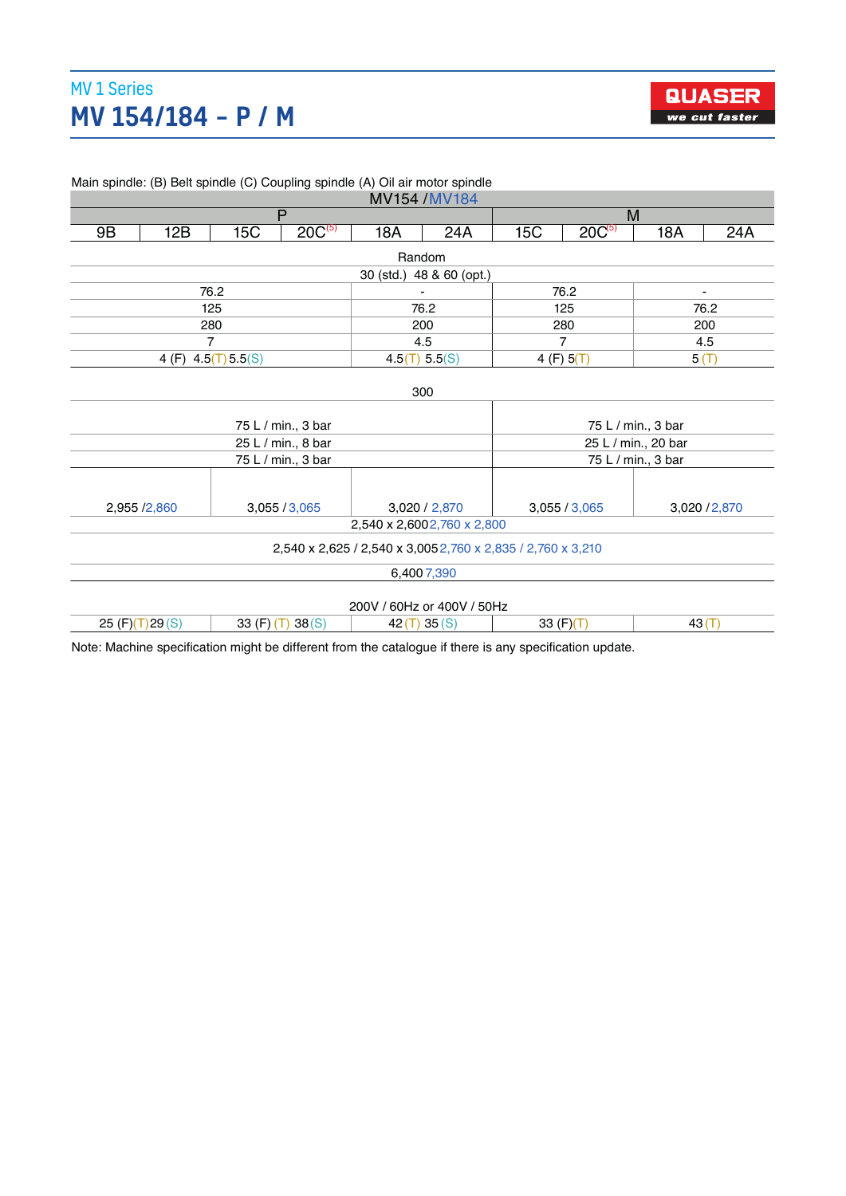## MV 1 Series

# MV 154/184 – P / M

Main spindle: (B) Belt spindle (C) Coupling spindle (A) Oil air motor spindle

| MV154 / MV184 | | | | | | | | | |
|---|---|---|---|---|---|---|---|---|---|
| P | | | | | | M | | | |
| 9B | 12B | 15C | 20C[5] | 18A | 24A | 15C | 20C[5] | 18A | 24A |
| Random | | | | | | | | | |
| 30 (std.) 48 & 60 (opt.) | | | | | | | | | |
| 76.2 | | | | - | | 76.2 | | - | |
| 125 | | | | 76.2 | | 125 | | 76.2 | |
| 280 | | | | 200 | | 280 | | 200 | |
| 7 | | | | 4.5 | | 7 | | 4.5 | |
| 4 (F) 4.5(T) 5.5(S) | | | | 4.5(T) 5.5(S) | | 4 (F) 5(T) | | 5 (T) | |
| 300 | | | | | | | | | |
| 75 L / min., 3 bar | | | | | | 75 L / min., 3 bar | | | |
| 25 L / min., 8 bar | | | | | | 25 L / min., 20 bar | | | |
| 75 L / min., 3 bar | | | | | | 75 L / min., 3 bar | | | |
| 2,955 / 2,860 | | 3,055 / 3,065 | | 3,020 / 2,870 | | 3,055 / 3,065 | | 3,020 / 2,870 | |
| 2,540 x 2,600 2,760 x 2,800 | | | | | | | | | |
| 2,540 x 2,625 / 2,540 x 3,005 2,760 x 2,835 / 2,760 x 3,210 | | | | | | | | | |
| 6,400 7,390 | | | | | | | | | |
| 200V / 60Hz or 400V / 50Hz | | | | | | | | | |
| 25 (F)(T) 29 (S) | | 33 (F) (T) 38 (S) | | 42 (T) 35 (S) | | 33 (F)(T) | | 43 (T) | |

Note: Machine specification might be different from the catalogue if there is any specification update.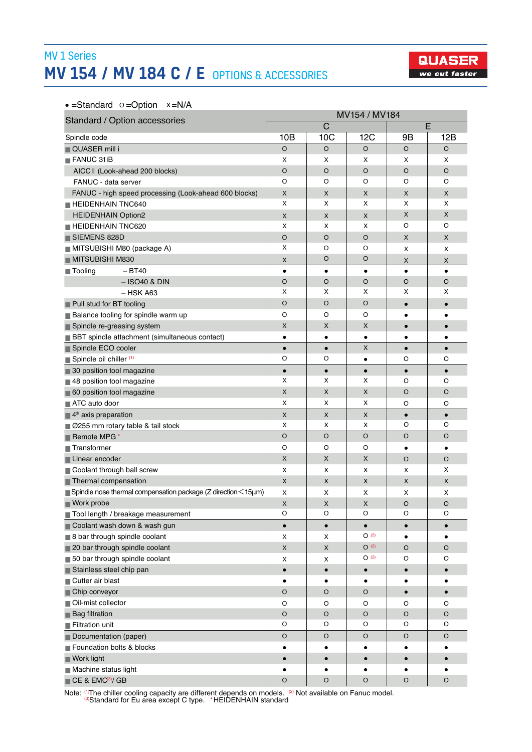MV 1 Series

# MV 154 / MV 184 C / E OPTIONS & ACCESSORIES

QUASER
we cut faster

• =Standard O =Option X =N/A

| Standard / Option accessories | MV154 / MV184 | | | | |
|---|---|---|---|---|---|
| | C | | | E | |
| Spindle code | 10B | 10C | 12C | 9B | 12B |
| QUASER mill i | O | O | O | O | O |
| FANUC 31iB | X | X | X | X | X |
| AICCII (Look-ahead 200 blocks) | O | O | O | O | O |
| FANUC - data server | O | O | O | O | O |
| FANUC - high speed processing (Look-ahead 600 blocks) | X | X | X | X | X |
| HEIDENHAIN TNC640 | X | X | X | X | X |
| HEIDENHAIN Option2 | X | X | X | X | X |
| HEIDENHAIN TNC620 | X | X | X | O | O |
| SIEMENS 828D | O | O | O | X | X |
| MITSUBISHI M80 (package A) | X | O | O | X | X |
| MITSUBISHI M830 | X | O | O | X | X |
| Tooling – BT40 | • | • | • | • | • |
| – ISO40 & DIN | O | O | O | O | O |
| – HSK A63 | X | X | X | X | X |
| Pull stud for BT tooling | O | O | O | • | • |
| Balance tooling for spindle warm up | O | O | O | • | • |
| Spindle re-greasing system | X | X | X | • | • |
| BBT spindle attachment (simultaneous contact) | • | • | • | • | • |
| Spindle ECO cooler | • | • | X | • | • |
| Spindle oil chiller [1] | O | O | • | O | O |
| 30 position tool magazine | • | • | • | • | • |
| 48 position tool magazine | X | X | X | O | O |
| 60 position tool magazine | X | X | X | O | O |
| ATC auto door | X | X | X | O | O |
| 4th axis preparation | X | X | X | • | • |
| Ø255 mm rotary table & tail stock | X | X | X | O | O |
| Remote MPG * | O | O | O | O | O |
| Transformer | O | O | O | • | • |
| Linear encoder | X | X | X | O | O |
| Coolant through ball screw | X | X | X | X | X |
| Thermal compensation | X | X | X | X | X |
| Spindle nose thermal compensation package (Z direction < 15μm) | X | X | X | X | X |
| Work probe | X | X | X | O | O |
| Tool length / breakage measurement | O | O | O | O | O |
| Coolant wash down & wash gun | • | • | • | • | • |
| 8 bar through spindle coolant | X | X | O [2] | • | • |
| 20 bar through spindle coolant | X | X | O [2] | O | O |
| 50 bar through spindle coolant | X | X | O [2] | O | O |
| Stainless steel chip pan | • | • | • | • | • |
| Cutter air blast | • | • | • | • | • |
| Chip conveyor | O | O | O | • | • |
| Oil-mist collector | O | O | O | O | O |
| Bag filtration | O | O | O | O | O |
| Filtration unit | O | O | O | O | O |
| Documentation (paper) | O | O | O | O | O |
| Foundation bolts & blocks | • | • | • | • | • |
| Work light | • | • | • | • | • |
| Machine status light | • | • | • | • | • |
| CE & EMC[3]/ GB | O | O | O | O | O |

Note: [1]The chiller cooling capacity are different depends on models. [2] Not available on Fanuc model.
[3]Standard for Eu area except C type. *HEIDENHAIN standard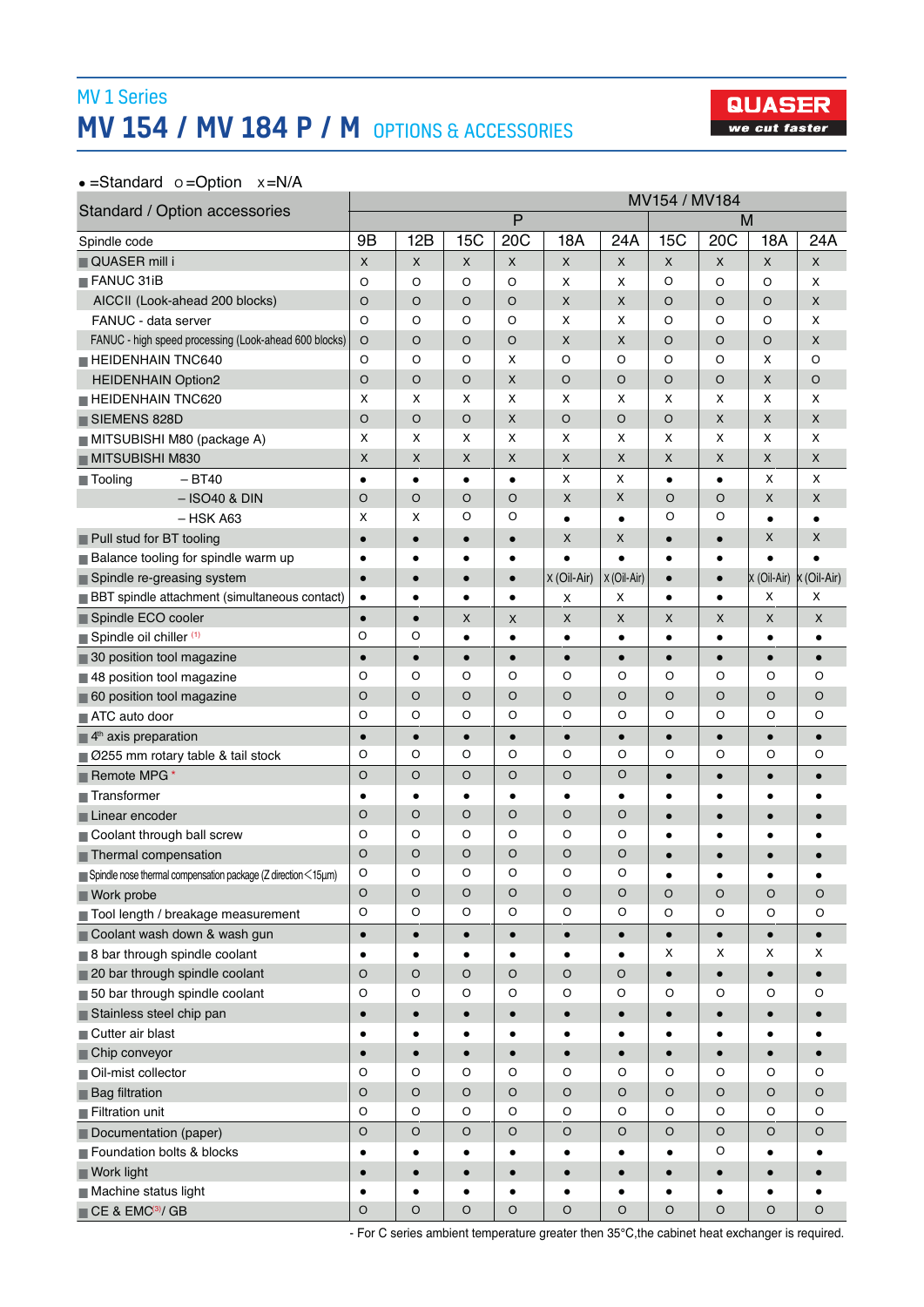MV 1 Series

# MV 154 / MV 184 P / M OPTIONS & ACCESSORIES

QUASER we cut faster

● =Standard ○ =Option x =N/A

| Standard / Option accessories | MV154 / MV184 | | | | | | | | | |
|---|---|---|---|---|---|---|---|---|---|---|
| | P | | | | | | M | | | |
| Spindle code | 9B | 12B | 15C | 20C | 18A | 24A | 15C | 20C | 18A | 24A |
| QUASER mill i | x | x | x | x | x | x | x | x | x | x |
| FANUC 31iB | ○ | ○ | ○ | ○ | x | x | ○ | ○ | ○ | x |
| AICCII (Look-ahead 200 blocks) | ○ | ○ | ○ | ○ | x | x | ○ | ○ | ○ | x |
| FANUC - data server | ○ | ○ | ○ | ○ | x | x | ○ | ○ | ○ | x |
| FANUC - high speed processing (Look-ahead 600 blocks) | ○ | ○ | ○ | ○ | x | x | ○ | ○ | ○ | x |
| HEIDENHAIN TNC640 | ○ | ○ | ○ | x | ○ | ○ | ○ | ○ | x | ○ |
| HEIDENHAIN Option2 | ○ | ○ | ○ | x | ○ | ○ | ○ | ○ | x | ○ |
| HEIDENHAIN TNC620 | x | x | x | x | x | x | x | x | x | x |
| SIEMENS 828D | ○ | ○ | ○ | x | ○ | ○ | ○ | x | x | x |
| MITSUBISHI M80 (package A) | x | x | x | x | x | x | x | x | x | x |
| MITSUBISHI M830 | x | x | x | x | x | x | x | x | x | x |
| Tooling – BT40 | ● | ● | ● | ● | x | x | ● | ● | x | x |
| – ISO40 & DIN | ○ | ○ | ○ | ○ | x | x | ○ | ○ | x | x |
| – HSK A63 | x | x | ○ | ○ | ● | ● | ○ | ○ | ● | ● |
| Pull stud for BT tooling | ● | ● | ● | ● | x | x | ● | ● | x | x |
| Balance tooling for spindle warm up | ● | ● | ● | ● | ● | ● | ● | ● | ● | ● |
| Spindle re-greasing system | ● | ● | ● | ● | x (Oil-Air) | x (Oil-Air) | ● | ● | x (Oil-Air) | x (Oil-Air) |
| BBT spindle attachment (simultaneous contact) | ● | ● | ● | ● | x | x | ● | ● | x | x |
| Spindle ECO cooler | ● | ● | x | x | x | x | x | x | x | x |
| Spindle oil chiller (1) | ○ | ○ | ● | ● | ● | ● | ● | ● | ● | ● |
| 30 position tool magazine | ● | ● | ● | ● | ● | ● | ● | ● | ● | ● |
| 48 position tool magazine | ○ | ○ | ○ | ○ | ○ | ○ | ○ | ○ | ○ | ○ |
| 60 position tool magazine | ○ | ○ | ○ | ○ | ○ | ○ | ○ | ○ | ○ | ○ |
| ATC auto door | ○ | ○ | ○ | ○ | ○ | ○ | ○ | ○ | ○ | ○ |
| 4th axis preparation | ● | ● | ● | ● | ● | ● | ● | ● | ● | ● |
| Ø255 mm rotary table & tail stock | ○ | ○ | ○ | ○ | ○ | ○ | ○ | ○ | ○ | ○ |
| Remote MPG * | ○ | ○ | ○ | ○ | ○ | ○ | ● | ● | ● | ● |
| Transformer | ● | ● | ● | ● | ● | ● | ● | ● | ● | ● |
| Linear encoder | ○ | ○ | ○ | ○ | ○ | ○ | ● | ● | ● | ● |
| Coolant through ball screw | ○ | ○ | ○ | ○ | ○ | ○ | ● | ● | ● | ● |
| Thermal compensation | ○ | ○ | ○ | ○ | ○ | ○ | ● | ● | ● | ● |
| Spindle nose thermal compensation package (Z direction < 15μm) | ○ | ○ | ○ | ○ | ○ | ○ | ● | ● | ● | ● |
| Work probe | ○ | ○ | ○ | ○ | ○ | ○ | ○ | ○ | ○ | ○ |
| Tool length / breakage measurement | ○ | ○ | ○ | ○ | ○ | ○ | ○ | ○ | ○ | ○ |
| Coolant wash down & wash gun | ● | ● | ● | ● | ● | ● | ● | ● | ● | ● |
| 8 bar through spindle coolant | ● | ● | ● | ● | ● | ● | x | x | x | x |
| 20 bar through spindle coolant | ○ | ○ | ○ | ○ | ○ | ○ | ● | ● | ● | ● |
| 50 bar through spindle coolant | ○ | ○ | ○ | ○ | ○ | ○ | ○ | ○ | ○ | ○ |
| Stainless steel chip pan | ● | ● | ● | ● | ● | ● | ● | ● | ● | ● |
| Cutter air blast | ● | ● | ● | ● | ● | ● | ● | ● | ● | ● |
| Chip conveyor | ● | ● | ● | ● | ● | ● | ● | ● | ● | ● |
| Oil-mist collector | ○ | ○ | ○ | ○ | ○ | ○ | ○ | ○ | ○ | ○ |
| Bag filtration | ○ | ○ | ○ | ○ | ○ | ○ | ○ | ○ | ○ | ○ |
| Filtration unit | ○ | ○ | ○ | ○ | ○ | ○ | ○ | ○ | ○ | ○ |
| Documentation (paper) | ○ | ○ | ○ | ○ | ○ | ○ | ○ | ○ | ○ | ○ |
| Foundation bolts & blocks | ● | ● | ● | ● | ● | ● | ● | ○ | ● | ● |
| Work light | ● | ● | ● | ● | ● | ● | ● | ● | ● | ● |
| Machine status light | ● | ● | ● | ● | ● | ● | ● | ● | ● | ● |
| CE & EMC(3) / GB | ○ | ○ | ○ | ○ | ○ | ○ | ○ | ○ | ○ | ○ |

- For C series ambient temperature greater then 35°C,the cabinet heat exchanger is required.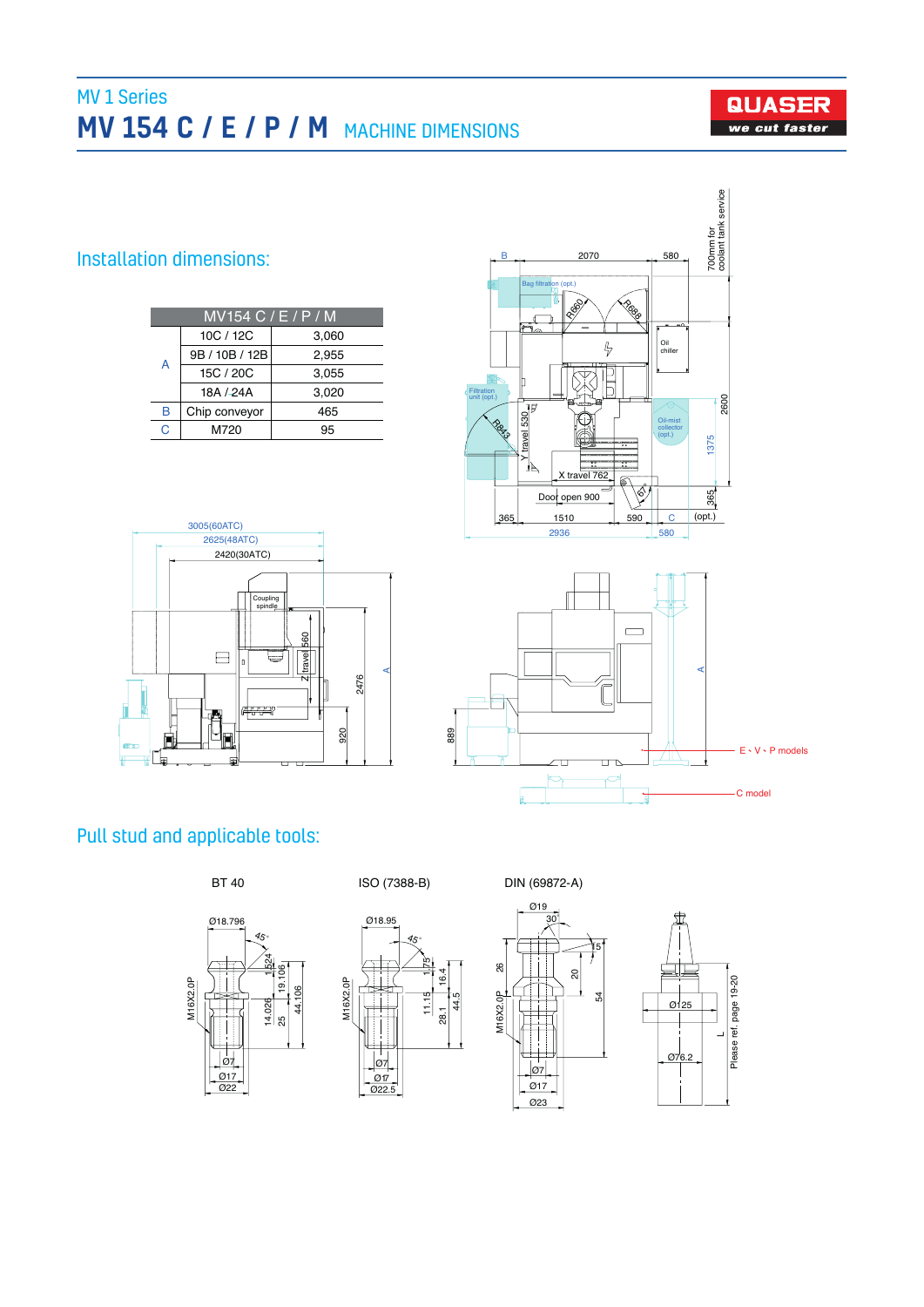MV 1 Series

# MV 154 C / E / P / M MACHINE DIMENSIONS

## Installation dimensions:

| MV154 C / E / P / M | | |
|---|---|---|
| A | 10C / 12C | 3,060 |
| | 9B / 10B / 12B | 2,955 |
| | 15C / 20C | 3,055 |
| | 18A / 24A | 3,020 |
| B | Chip conveyor | 465 |
| C | M720 | 95 |

## Pull stud and applicable tools:

BT 40

ISO (7388-B)

DIN (69872-A)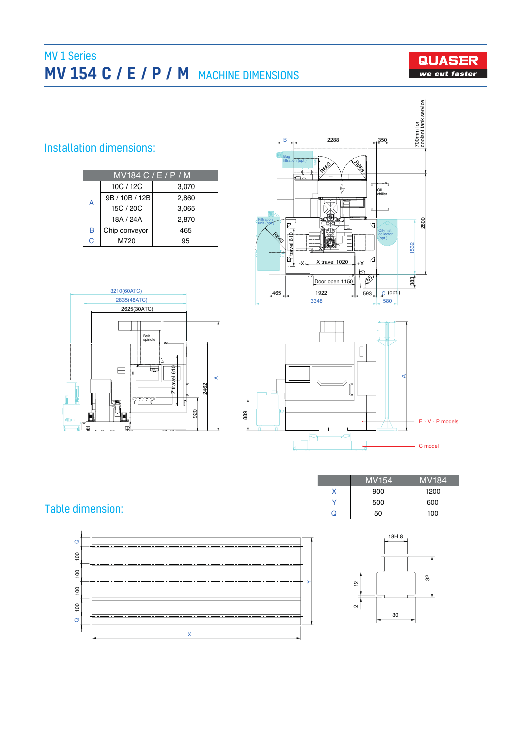MV 1 Series

# MV 154 C / E / P / M MACHINE DIMENSIONS

QUASER
we cut faster

## Installation dimensions:

| | MV184 C / E / P / M | |
|---|---|---|
| A | 10C / 12C | 3,070 |
| | 9B / 10B / 12B | 2,860 |
| | 15C / 20C | 3,065 |
| | 18A / 24A | 2,870 |
| B | Chip conveyor | 465 |
| C | M720 | 95 |

B 2288 350 700mm for coolant tank service

Bag filtration (opt.) R660 R688 Oil chiller Filtration unit (opt.) R840 Oil-mist collector (opt.) 2800 1532

Y travel 610 -X X travel 1020 +X 85 383

Door open 1150

465 1922 593 C (opt.)

3348 580

3210(60ATC)

2835(48ATC)

2625(30ATC)

Belt spindle

Z travel 610 2462 A 920

889 A E、V、P models

C model

## Table dimension:

| | MV154 | MV184 |
|---|---|---|
| X | 900 | 1200 |
| Y | 500 | 600 |
| Q | 50 | 100 |

Q 100 100 100 100 Q Y X

18H 8 12 2 32 30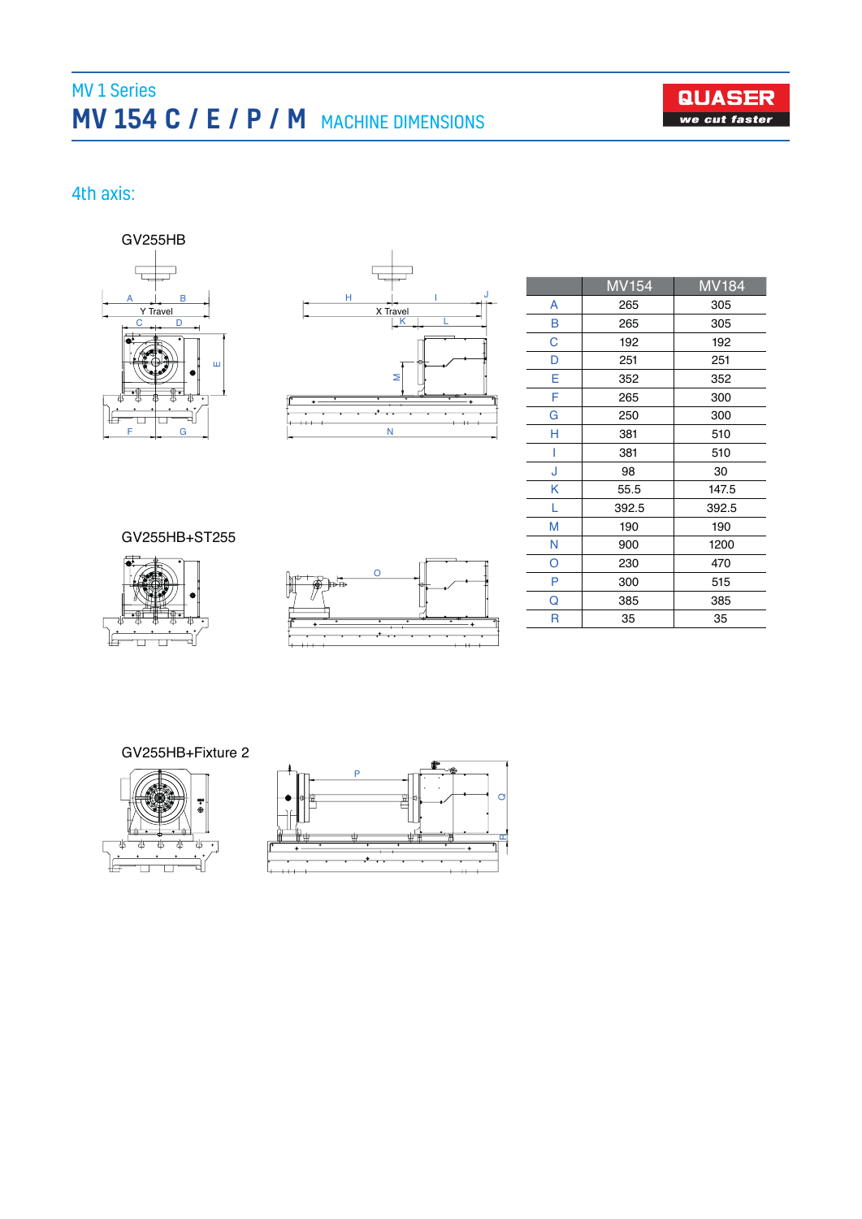MV 1 Series

# MV 154 C / E / P / M MACHINE DIMENSIONS

QUASER
we cut faster

## 4th axis:

GV255HB

A B
Y Travel
C D
E
F G

H I J
X Travel
K L
M
N

GV255HB+ST255

O

GV255HB+Fixture 2

P
Q
R

| | MV154 | MV184 |
|---|---|---|
| A | 265 | 305 |
| B | 265 | 305 |
| C | 192 | 192 |
| D | 251 | 251 |
| E | 352 | 352 |
| F | 265 | 300 |
| G | 250 | 300 |
| H | 381 | 510 |
| I | 381 | 510 |
| J | 98 | 30 |
| K | 55.5 | 147.5 |
| L | 392.5 | 392.5 |
| M | 190 | 190 |
| N | 900 | 1200 |
| O | 230 | 470 |
| P | 300 | 515 |
| Q | 385 | 385 |
| R | 35 | 35 |